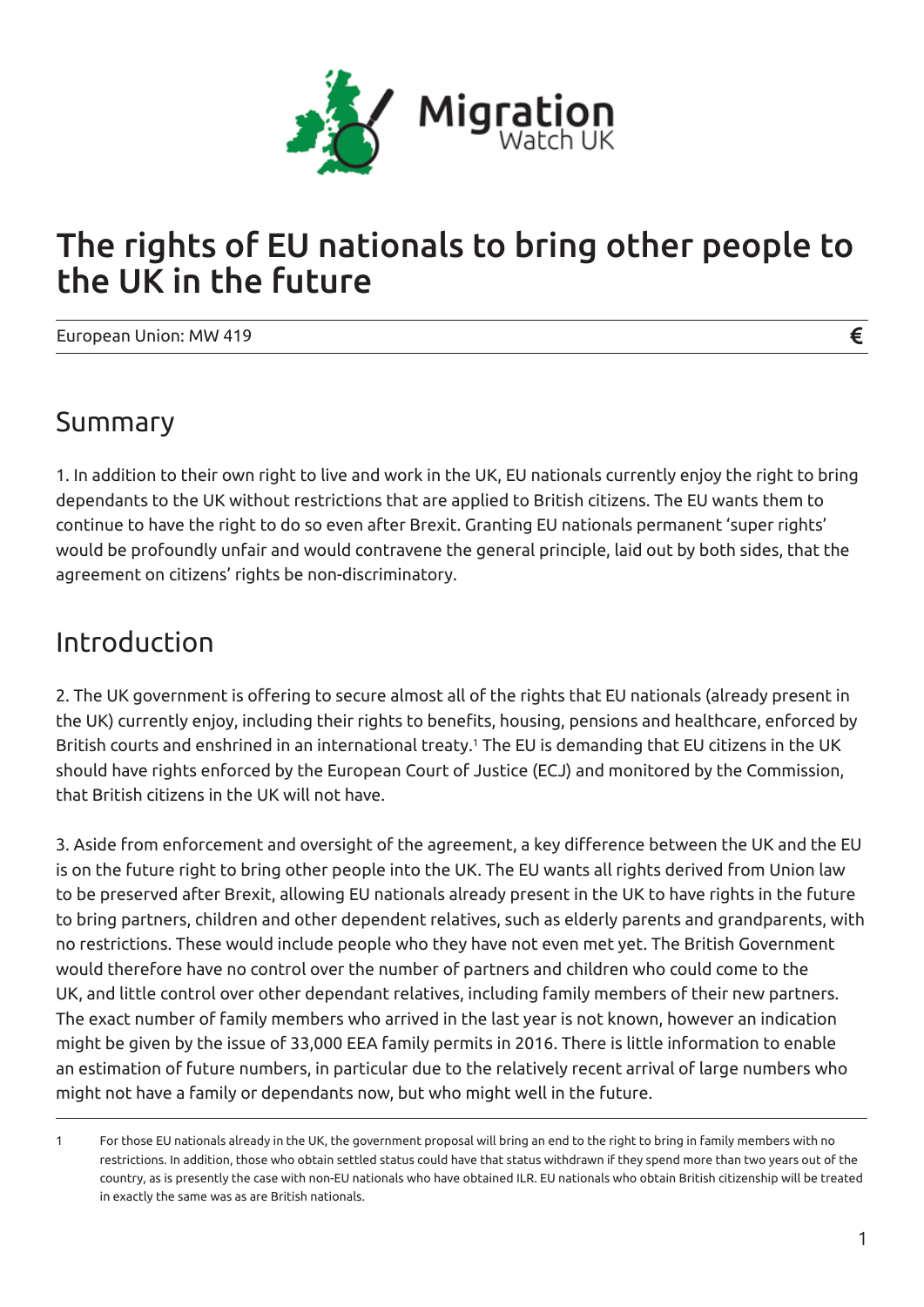# The rights of EU nationals to bring other people to the UK in the future

European Union: MW 419

## Summary

1. In addition to their own right to live and work in the UK, EU nationals currently enjoy the right to bring dependants to the UK without restrictions that are applied to British citizens. The EU wants them to continue to have the right to do so even after Brexit. Granting EU nationals permanent 'super rights' would be profoundly unfair and would contravene the general principle, laid out by both sides, that the agreement on citizens' rights be non-discriminatory.

## Introduction

2. The UK government is offering to secure almost all of the rights that EU nationals (already present in the UK) currently enjoy, including their rights to benefits, housing, pensions and healthcare, enforced by British courts and enshrined in an international treaty.[1] The EU is demanding that EU citizens in the UK should have rights enforced by the European Court of Justice (ECJ) and monitored by the Commission, that British citizens in the UK will not have.

3. Aside from enforcement and oversight of the agreement, a key difference between the UK and the EU is on the future right to bring other people into the UK. The EU wants all rights derived from Union law to be preserved after Brexit, allowing EU nationals already present in the UK to have rights in the future to bring partners, children and other dependent relatives, such as elderly parents and grandparents, with no restrictions. These would include people who they have not even met yet. The British Government would therefore have no control over the number of partners and children who could come to the UK, and little control over other dependant relatives, including family members of their new partners. The exact number of family members who arrived in the last year is not known, however an indication might be given by the issue of 33,000 EEA family permits in 2016. There is little information to enable an estimation of future numbers, in particular due to the relatively recent arrival of large numbers who might not have a family or dependants now, but who might well in the future.

1 For those EU nationals already in the UK, the government proposal will bring an end to the right to bring in family members with no restrictions. In addition, those who obtain settled status could have that status withdrawn if they spend more than two years out of the country, as is presently the case with non-EU nationals who have obtained ILR. EU nationals who obtain British citizenship will be treated in exactly the same was as are British nationals.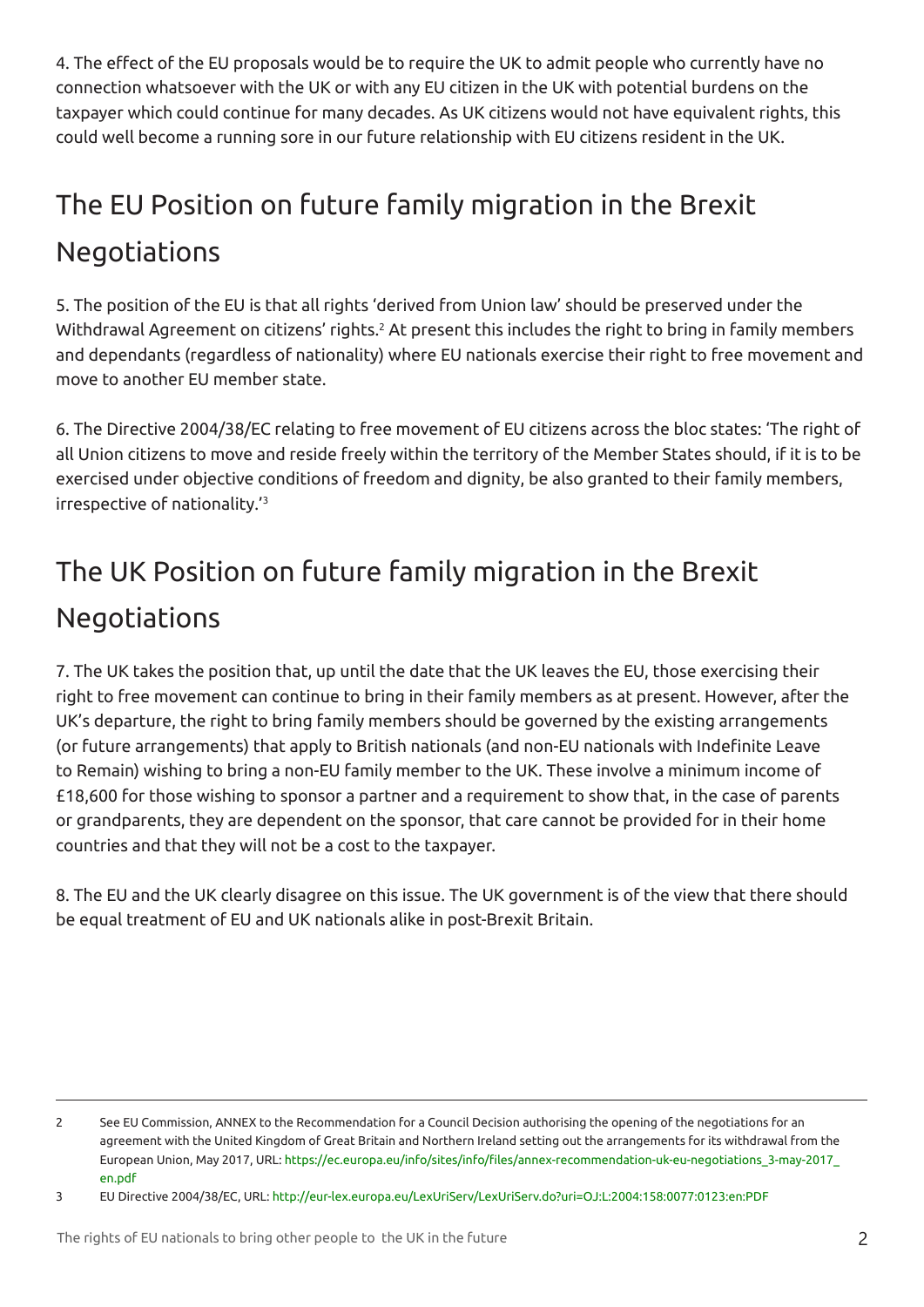4. The effect of the EU proposals would be to require the UK to admit people who currently have no connection whatsoever with the UK or with any EU citizen in the UK with potential burdens on the taxpayer which could continue for many decades. As UK citizens would not have equivalent rights, this could well become a running sore in our future relationship with EU citizens resident in the UK.

## The EU Position on future family migration in the Brexit Negotiations

5. The position of the EU is that all rights 'derived from Union law' should be preserved under the Withdrawal Agreement on citizens' rights.[2] At present this includes the right to bring in family members and dependants (regardless of nationality) where EU nationals exercise their right to free movement and move to another EU member state.

6. The Directive 2004/38/EC relating to free movement of EU citizens across the bloc states: 'The right of all Union citizens to move and reside freely within the territory of the Member States should, if it is to be exercised under objective conditions of freedom and dignity, be also granted to their family members, irrespective of nationality.'[3]

## The UK Position on future family migration in the Brexit Negotiations

7. The UK takes the position that, up until the date that the UK leaves the EU, those exercising their right to free movement can continue to bring in their family members as at present. However, after the UK's departure, the right to bring family members should be governed by the existing arrangements (or future arrangements) that apply to British nationals (and non-EU nationals with Indefinite Leave to Remain) wishing to bring a non-EU family member to the UK. These involve a minimum income of £18,600 for those wishing to sponsor a partner and a requirement to show that, in the case of parents or grandparents, they are dependent on the sponsor, that care cannot be provided for in their home countries and that they will not be a cost to the taxpayer.

8. The EU and the UK clearly disagree on this issue. The UK government is of the view that there should be equal treatment of EU and UK nationals alike in post-Brexit Britain.

---

2 See EU Commission, ANNEX to the Recommendation for a Council Decision authorising the opening of the negotiations for an agreement with the United Kingdom of Great Britain and Northern Ireland setting out the arrangements for its withdrawal from the European Union, May 2017, URL: https://ec.europa.eu/info/sites/info/files/annex-recommendation-uk-eu-negotiations_3-may-2017_en.pdf

3 EU Directive 2004/38/EC, URL: http://eur-lex.europa.eu/LexUriServ/LexUriServ.do?uri=OJ:L:2004:158:0077:0123:en:PDF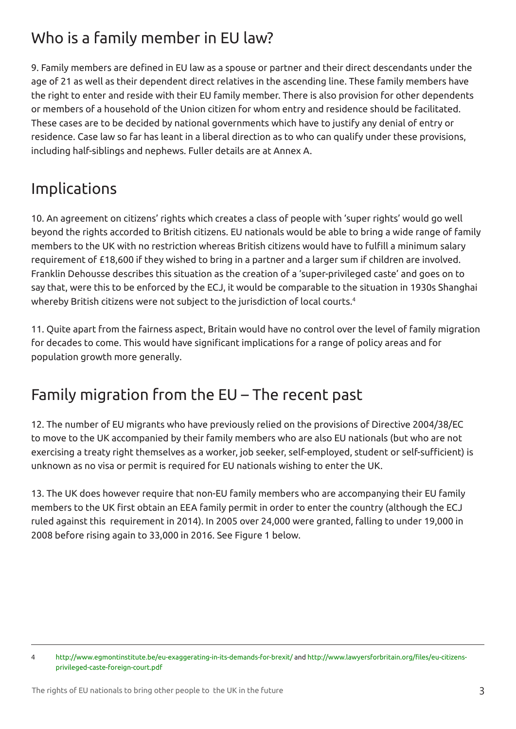## Who is a family member in EU law?

9. Family members are defined in EU law as a spouse or partner and their direct descendants under the age of 21 as well as their dependent direct relatives in the ascending line. These family members have the right to enter and reside with their EU family member. There is also provision for other dependents or members of a household of the Union citizen for whom entry and residence should be facilitated. These cases are to be decided by national governments which have to justify any denial of entry or residence. Case law so far has leant in a liberal direction as to who can qualify under these provisions, including half-siblings and nephews. Fuller details are at Annex A.

## Implications

10. An agreement on citizens' rights which creates a class of people with 'super rights' would go well beyond the rights accorded to British citizens. EU nationals would be able to bring a wide range of family members to the UK with no restriction whereas British citizens would have to fulfill a minimum salary requirement of £18,600 if they wished to bring in a partner and a larger sum if children are involved. Franklin Dehousse describes this situation as the creation of a 'super-privileged caste' and goes on to say that, were this to be enforced by the ECJ, it would be comparable to the situation in 1930s Shanghai whereby British citizens were not subject to the jurisdiction of local courts.[4]

11. Quite apart from the fairness aspect, Britain would have no control over the level of family migration for decades to come. This would have significant implications for a range of policy areas and for population growth more generally.

## Family migration from the EU – The recent past

12. The number of EU migrants who have previously relied on the provisions of Directive 2004/38/EC to move to the UK accompanied by their family members who are also EU nationals (but who are not exercising a treaty right themselves as a worker, job seeker, self-employed, student or self-sufficient) is unknown as no visa or permit is required for EU nationals wishing to enter the UK.

13. The UK does however require that non-EU family members who are accompanying their EU family members to the UK first obtain an EEA family permit in order to enter the country (although the ECJ ruled against this requirement in 2014). In 2005 over 24,000 were granted, falling to under 19,000 in 2008 before rising again to 33,000 in 2016. See Figure 1 below.

---

4 http://www.egmontinstitute.be/eu-exaggerating-in-its-demands-for-brexit/ and http://www.lawyersforbritain.org/files/eu-citizens-privileged-caste-foreign-court.pdf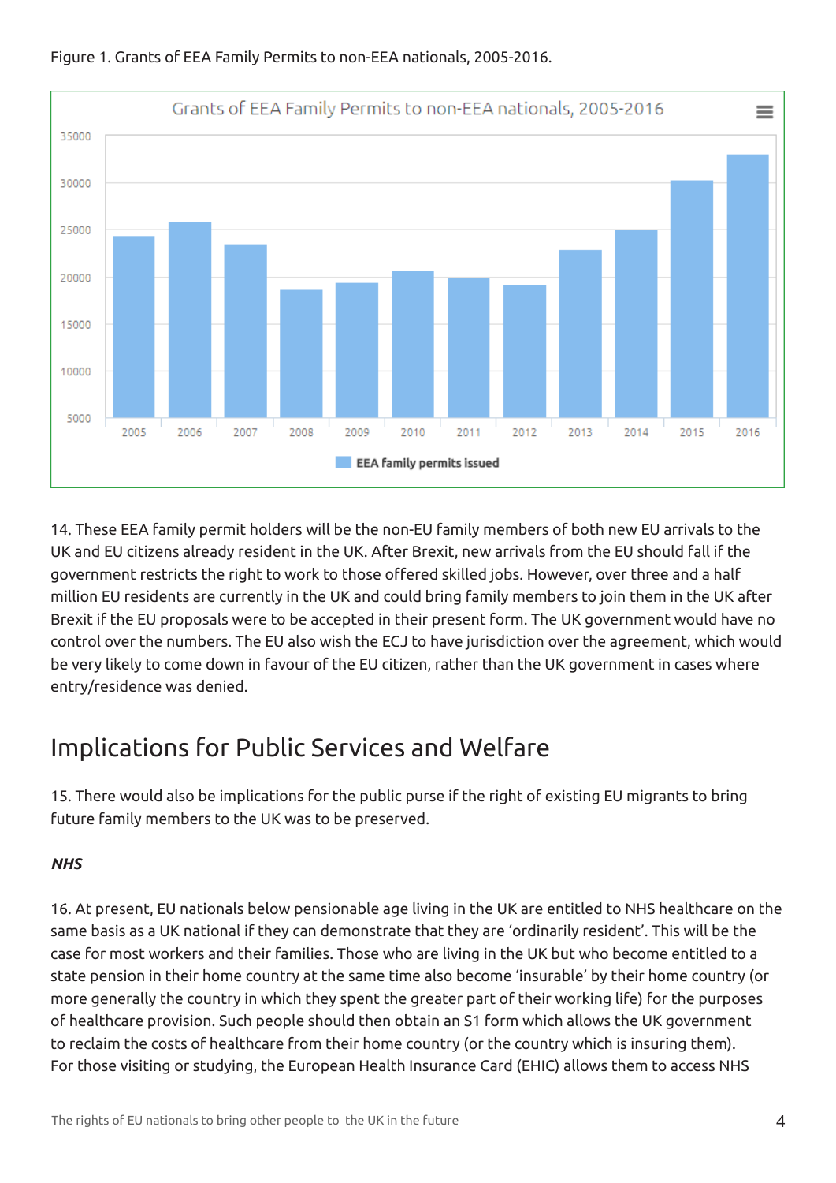Figure 1. Grants of EEA Family Permits to non-EEA nationals, 2005-2016.

14. These EEA family permit holders will be the non-EU family members of both new EU arrivals to the UK and EU citizens already resident in the UK. After Brexit, new arrivals from the EU should fall if the government restricts the right to work to those offered skilled jobs. However, over three and a half million EU residents are currently in the UK and could bring family members to join them in the UK after Brexit if the EU proposals were to be accepted in their present form. The UK government would have no control over the numbers. The EU also wish the ECJ to have jurisdiction over the agreement, which would be very likely to come down in favour of the EU citizen, rather than the UK government in cases where entry/residence was denied.

## Implications for Public Services and Welfare

15. There would also be implications for the public purse if the right of existing EU migrants to bring future family members to the UK was to be preserved.

***NHS***

16. At present, EU nationals below pensionable age living in the UK are entitled to NHS healthcare on the same basis as a UK national if they can demonstrate that they are 'ordinarily resident'. This will be the case for most workers and their families. Those who are living in the UK but who become entitled to a state pension in their home country at the same time also become 'insurable' by their home country (or more generally the country in which they spent the greater part of their working life) for the purposes of healthcare provision. Such people should then obtain an S1 form which allows the UK government to reclaim the costs of healthcare from their home country (or the country which is insuring them). For those visiting or studying, the European Health Insurance Card (EHIC) allows them to access NHS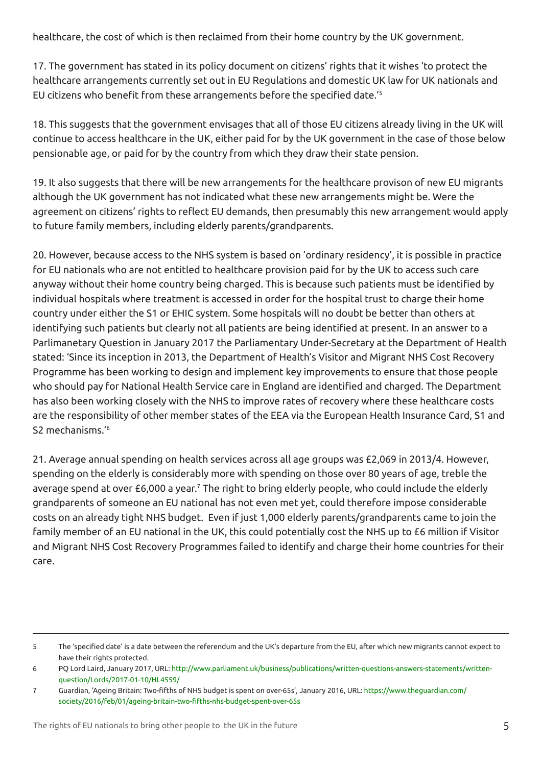healthcare, the cost of which is then reclaimed from their home country by the UK government.

17. The government has stated in its policy document on citizens' rights that it wishes 'to protect the healthcare arrangements currently set out in EU Regulations and domestic UK law for UK nationals and EU citizens who benefit from these arrangements before the specified date.'[5]

18. This suggests that the government envisages that all of those EU citizens already living in the UK will continue to access healthcare in the UK, either paid for by the UK government in the case of those below pensionable age, or paid for by the country from which they draw their state pension.

19. It also suggests that there will be new arrangements for the healthcare provison of new EU migrants although the UK government has not indicated what these new arrangements might be. Were the agreement on citizens' rights to reflect EU demands, then presumably this new arrangement would apply to future family members, including elderly parents/grandparents.

20. However, because access to the NHS system is based on 'ordinary residency', it is possible in practice for EU nationals who are not entitled to healthcare provision paid for by the UK to access such care anyway without their home country being charged. This is because such patients must be identified by individual hospitals where treatment is accessed in order for the hospital trust to charge their home country under either the S1 or EHIC system. Some hospitals will no doubt be better than others at identifying such patients but clearly not all patients are being identified at present. In an answer to a Parlimanetary Question in January 2017 the Parliamentary Under-Secretary at the Department of Health stated: 'Since its inception in 2013, the Department of Health's Visitor and Migrant NHS Cost Recovery Programme has been working to design and implement key improvements to ensure that those people who should pay for National Health Service care in England are identified and charged. The Department has also been working closely with the NHS to improve rates of recovery where these healthcare costs are the responsibility of other member states of the EEA via the European Health Insurance Card, S1 and S2 mechanisms.'[6]

21. Average annual spending on health services across all age groups was £2,069 in 2013/4. However, spending on the elderly is considerably more with spending on those over 80 years of age, treble the average spend at over £6,000 a year.[7] The right to bring elderly people, who could include the elderly grandparents of someone an EU national has not even met yet, could therefore impose considerable costs on an already tight NHS budget. Even if just 1,000 elderly parents/grandparents came to join the family member of an EU national in the UK, this could potentially cost the NHS up to £6 million if Visitor and Migrant NHS Cost Recovery Programmes failed to identify and charge their home countries for their care.

---

5 The 'specified date' is a date between the referendum and the UK's departure from the EU, after which new migrants cannot expect to have their rights protected.

6 PQ Lord Laird, January 2017, URL: http://www.parliament.uk/business/publications/written-questions-answers-statements/written-question/Lords/2017-01-10/HL4559/

7 Guardian, 'Ageing Britain: Two-fifths of NHS budget is spent on over-65s', January 2016, URL: https://www.theguardian.com/society/2016/feb/01/ageing-britain-two-fifths-nhs-budget-spent-over-65s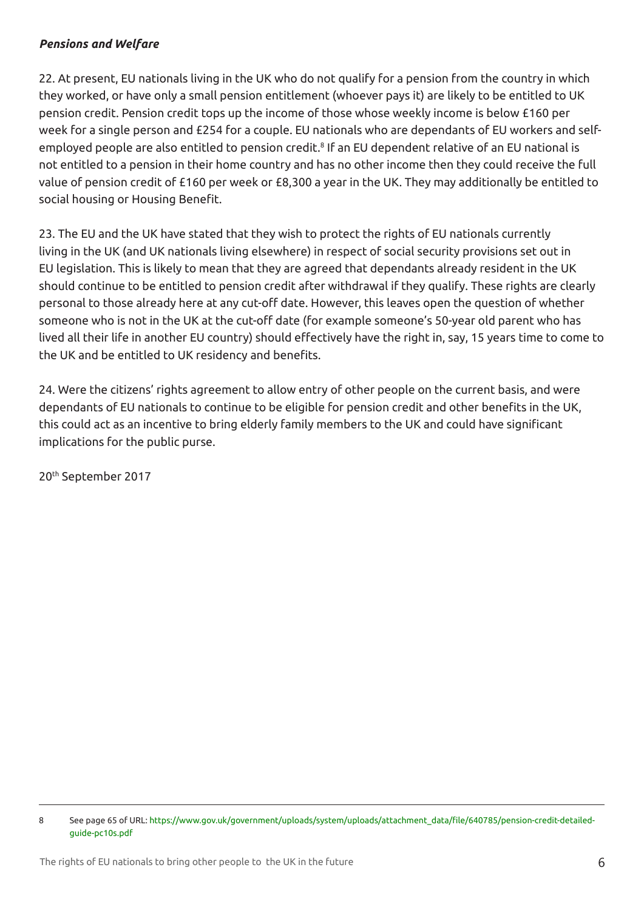***Pensions and Welfare***

22. At present, EU nationals living in the UK who do not qualify for a pension from the country in which they worked, or have only a small pension entitlement (whoever pays it) are likely to be entitled to UK pension credit. Pension credit tops up the income of those whose weekly income is below £160 per week for a single person and £254 for a couple. EU nationals who are dependants of EU workers and self-employed people are also entitled to pension credit.[8] If an EU dependent relative of an EU national is not entitled to a pension in their home country and has no other income then they could receive the full value of pension credit of £160 per week or £8,300 a year in the UK. They may additionally be entitled to social housing or Housing Benefit.

23. The EU and the UK have stated that they wish to protect the rights of EU nationals currently living in the UK (and UK nationals living elsewhere) in respect of social security provisions set out in EU legislation. This is likely to mean that they are agreed that dependants already resident in the UK should continue to be entitled to pension credit after withdrawal if they qualify. These rights are clearly personal to those already here at any cut-off date. However, this leaves open the question of whether someone who is not in the UK at the cut-off date (for example someone's 50-year old parent who has lived all their life in another EU country) should effectively have the right in, say, 15 years time to come to the UK and be entitled to UK residency and benefits.

24. Were the citizens' rights agreement to allow entry of other people on the current basis, and were dependants of EU nationals to continue to be eligible for pension credit and other benefits in the UK, this could act as an incentive to bring elderly family members to the UK and could have significant implications for the public purse.

20th September 2017

---

8 See page 65 of URL: https://www.gov.uk/government/uploads/system/uploads/attachment_data/file/640785/pension-credit-detailed-guide-pc10s.pdf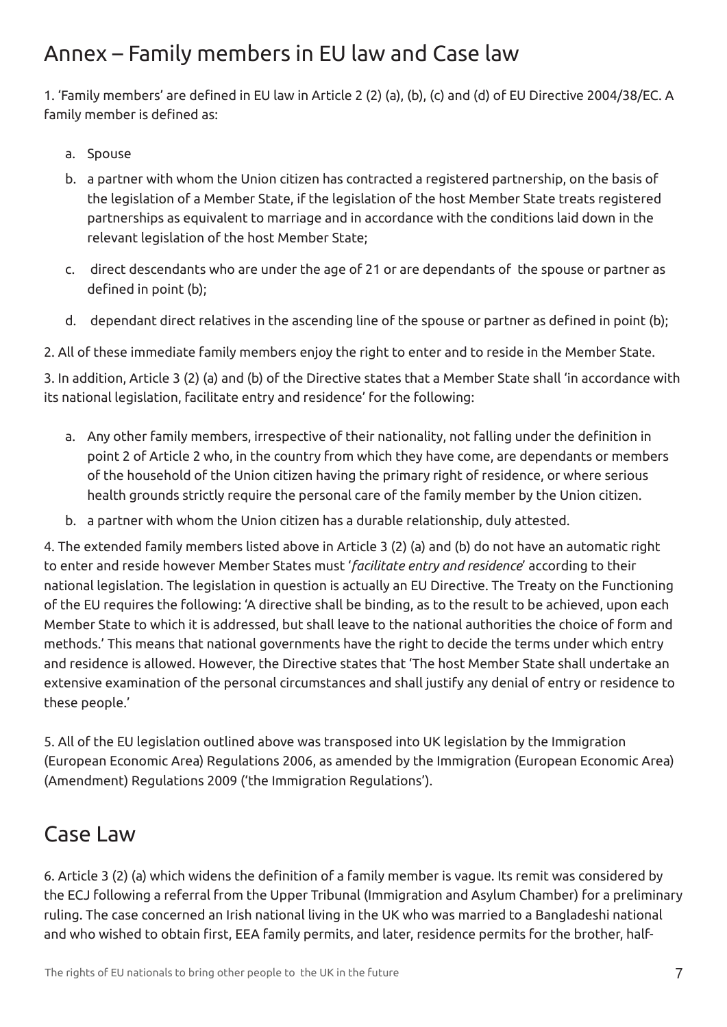# Annex – Family members in EU law and Case law

1. 'Family members' are defined in EU law in Article 2 (2) (a), (b), (c) and (d) of EU Directive 2004/38/EC. A family member is defined as:

   a. Spouse

   b. a partner with whom the Union citizen has contracted a registered partnership, on the basis of the legislation of a Member State, if the legislation of the host Member State treats registered partnerships as equivalent to marriage and in accordance with the conditions laid down in the relevant legislation of the host Member State;

   c. direct descendants who are under the age of 21 or are dependants of the spouse or partner as defined in point (b);

   d. dependant direct relatives in the ascending line of the spouse or partner as defined in point (b);

2. All of these immediate family members enjoy the right to enter and to reside in the Member State.

3. In addition, Article 3 (2) (a) and (b) of the Directive states that a Member State shall 'in accordance with its national legislation, facilitate entry and residence' for the following:

   a. Any other family members, irrespective of their nationality, not falling under the definition in point 2 of Article 2 who, in the country from which they have come, are dependants or members of the household of the Union citizen having the primary right of residence, or where serious health grounds strictly require the personal care of the family member by the Union citizen.

   b. a partner with whom the Union citizen has a durable relationship, duly attested.

4. The extended family members listed above in Article 3 (2) (a) and (b) do not have an automatic right to enter and reside however Member States must '*facilitate entry and residence*' according to their national legislation. The legislation in question is actually an EU Directive. The Treaty on the Functioning of the EU requires the following: 'A directive shall be binding, as to the result to be achieved, upon each Member State to which it is addressed, but shall leave to the national authorities the choice of form and methods.' This means that national governments have the right to decide the terms under which entry and residence is allowed. However, the Directive states that 'The host Member State shall undertake an extensive examination of the personal circumstances and shall justify any denial of entry or residence to these people.'

5. All of the EU legislation outlined above was transposed into UK legislation by the Immigration (European Economic Area) Regulations 2006, as amended by the Immigration (European Economic Area) (Amendment) Regulations 2009 ('the Immigration Regulations').

# Case Law

6. Article 3 (2) (a) which widens the definition of a family member is vague. Its remit was considered by the ECJ following a referral from the Upper Tribunal (Immigration and Asylum Chamber) for a preliminary ruling. The case concerned an Irish national living in the UK who was married to a Bangladeshi national and who wished to obtain first, EEA family permits, and later, residence permits for the brother, half-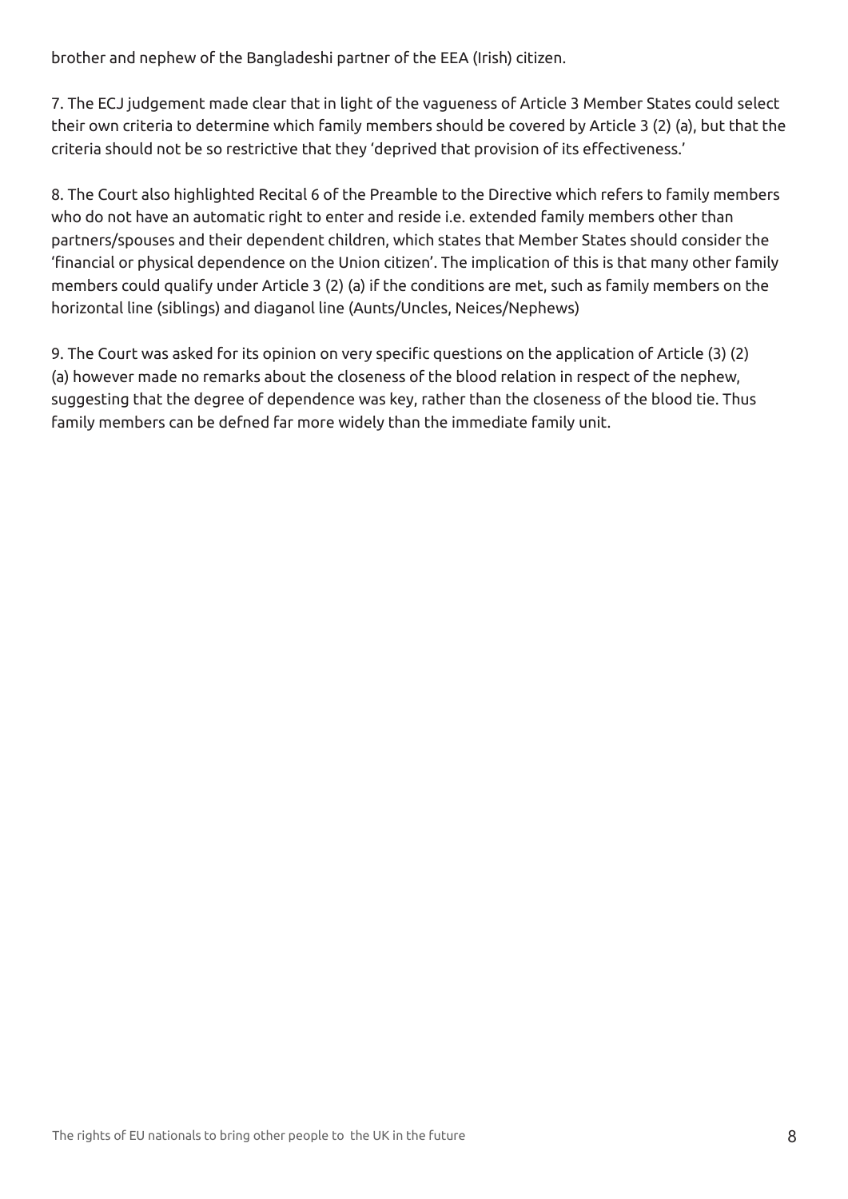brother and nephew of the Bangladeshi partner of the EEA (Irish) citizen.

7. The ECJ judgement made clear that in light of the vagueness of Article 3 Member States could select their own criteria to determine which family members should be covered by Article 3 (2) (a), but that the criteria should not be so restrictive that they 'deprived that provision of its effectiveness.'

8. The Court also highlighted Recital 6 of the Preamble to the Directive which refers to family members who do not have an automatic right to enter and reside i.e. extended family members other than partners/spouses and their dependent children, which states that Member States should consider the 'financial or physical dependence on the Union citizen'. The implication of this is that many other family members could qualify under Article 3 (2) (a) if the conditions are met, such as family members on the horizontal line (siblings) and diaganol line (Aunts/Uncles, Neices/Nephews)

9. The Court was asked for its opinion on very specific questions on the application of Article (3) (2) (a) however made no remarks about the closeness of the blood relation in respect of the nephew, suggesting that the degree of dependence was key, rather than the closeness of the blood tie. Thus family members can be defned far more widely than the immediate family unit.